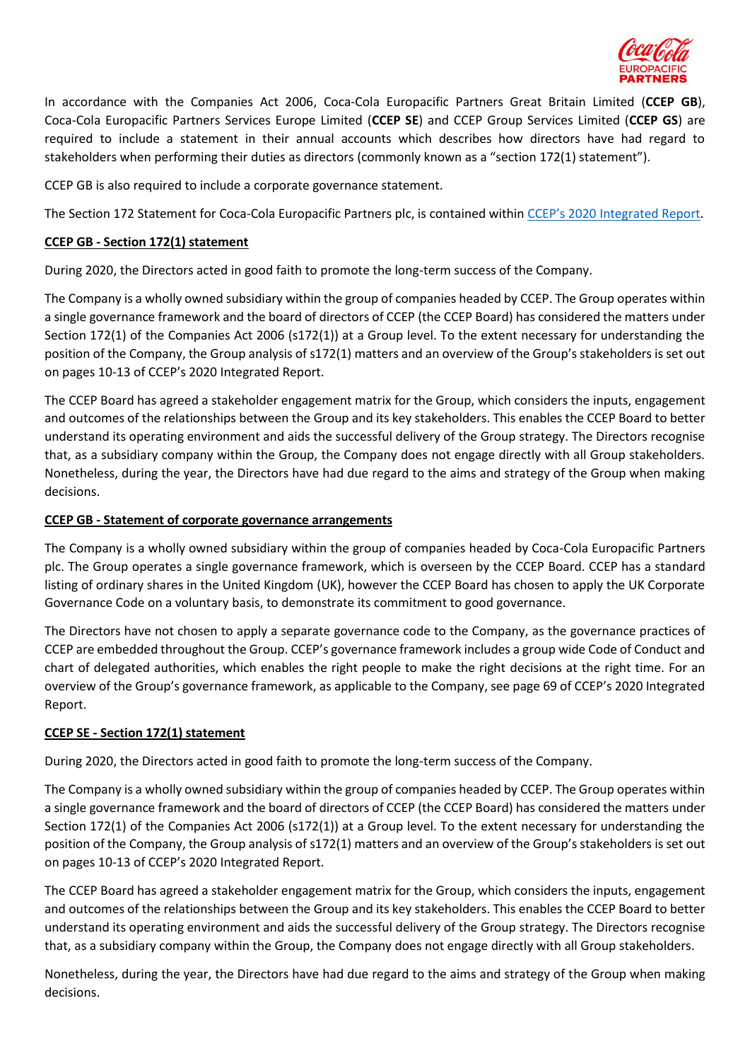In accordance with the Companies Act 2006, Coca-Cola Europacific Partners Great Britain Limited (**CCEP GB**), Coca-Cola Europacific Partners Services Europe Limited (**CCEP SE**) and CCEP Group Services Limited (**CCEP GS**) are required to include a statement in their annual accounts which describes how directors have had regard to stakeholders when performing their duties as directors (commonly known as a "section 172(1) statement").

CCEP GB is also required to include a corporate governance statement.

The Section 172 Statement for Coca-Cola Europacific Partners plc, is contained within CCEP's 2020 Integrated Report.

**CCEP GB - Section 172(1) statement**

During 2020, the Directors acted in good faith to promote the long-term success of the Company.

The Company is a wholly owned subsidiary within the group of companies headed by CCEP. The Group operates within a single governance framework and the board of directors of CCEP (the CCEP Board) has considered the matters under Section 172(1) of the Companies Act 2006 (s172(1)) at a Group level. To the extent necessary for understanding the position of the Company, the Group analysis of s172(1) matters and an overview of the Group's stakeholders is set out on pages 10-13 of CCEP's 2020 Integrated Report.

The CCEP Board has agreed a stakeholder engagement matrix for the Group, which considers the inputs, engagement and outcomes of the relationships between the Group and its key stakeholders. This enables the CCEP Board to better understand its operating environment and aids the successful delivery of the Group strategy. The Directors recognise that, as a subsidiary company within the Group, the Company does not engage directly with all Group stakeholders. Nonetheless, during the year, the Directors have had due regard to the aims and strategy of the Group when making decisions.

**CCEP GB - Statement of corporate governance arrangements**

The Company is a wholly owned subsidiary within the group of companies headed by Coca-Cola Europacific Partners plc. The Group operates a single governance framework, which is overseen by the CCEP Board. CCEP has a standard listing of ordinary shares in the United Kingdom (UK), however the CCEP Board has chosen to apply the UK Corporate Governance Code on a voluntary basis, to demonstrate its commitment to good governance.

The Directors have not chosen to apply a separate governance code to the Company, as the governance practices of CCEP are embedded throughout the Group. CCEP's governance framework includes a group wide Code of Conduct and chart of delegated authorities, which enables the right people to make the right decisions at the right time. For an overview of the Group's governance framework, as applicable to the Company, see page 69 of CCEP's 2020 Integrated Report.

**CCEP SE - Section 172(1) statement**

During 2020, the Directors acted in good faith to promote the long-term success of the Company.

The Company is a wholly owned subsidiary within the group of companies headed by CCEP. The Group operates within a single governance framework and the board of directors of CCEP (the CCEP Board) has considered the matters under Section 172(1) of the Companies Act 2006 (s172(1)) at a Group level. To the extent necessary for understanding the position of the Company, the Group analysis of s172(1) matters and an overview of the Group's stakeholders is set out on pages 10-13 of CCEP's 2020 Integrated Report.

The CCEP Board has agreed a stakeholder engagement matrix for the Group, which considers the inputs, engagement and outcomes of the relationships between the Group and its key stakeholders. This enables the CCEP Board to better understand its operating environment and aids the successful delivery of the Group strategy. The Directors recognise that, as a subsidiary company within the Group, the Company does not engage directly with all Group stakeholders.

Nonetheless, during the year, the Directors have had due regard to the aims and strategy of the Group when making decisions.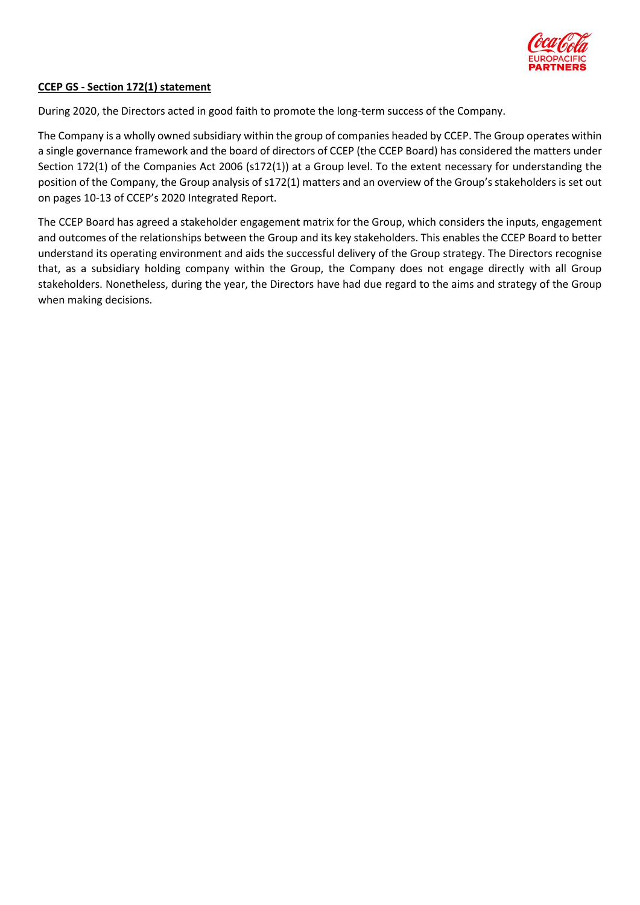**CCEP GS - Section 172(1) statement**

During 2020, the Directors acted in good faith to promote the long-term success of the Company.

The Company is a wholly owned subsidiary within the group of companies headed by CCEP. The Group operates within a single governance framework and the board of directors of CCEP (the CCEP Board) has considered the matters under Section 172(1) of the Companies Act 2006 (s172(1)) at a Group level. To the extent necessary for understanding the position of the Company, the Group analysis of s172(1) matters and an overview of the Group's stakeholders is set out on pages 10-13 of CCEP's 2020 Integrated Report.

The CCEP Board has agreed a stakeholder engagement matrix for the Group, which considers the inputs, engagement and outcomes of the relationships between the Group and its key stakeholders. This enables the CCEP Board to better understand its operating environment and aids the successful delivery of the Group strategy. The Directors recognise that, as a subsidiary holding company within the Group, the Company does not engage directly with all Group stakeholders. Nonetheless, during the year, the Directors have had due regard to the aims and strategy of the Group when making decisions.